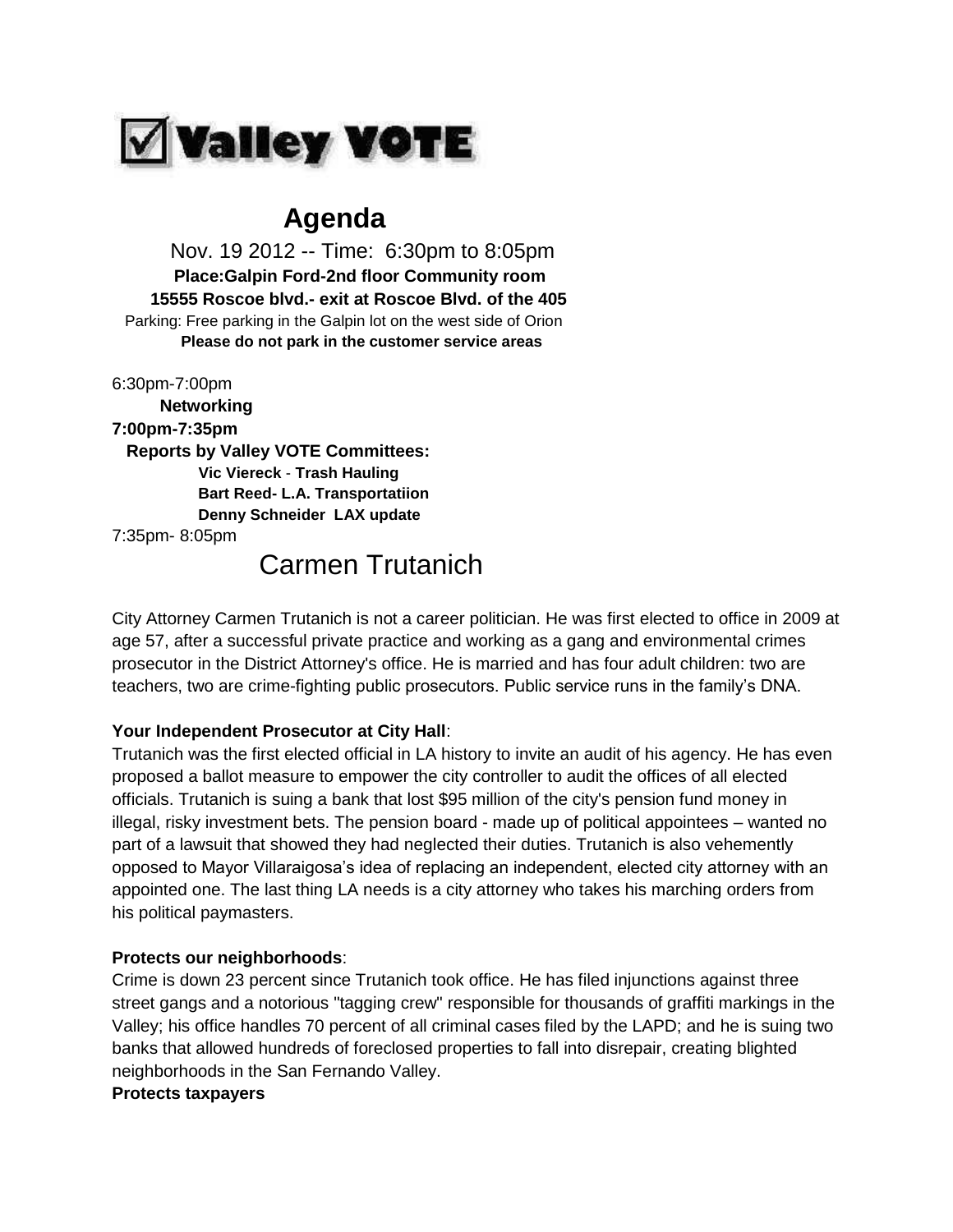# ☑ Valley VOTE

## Agenda

Nov. 19 2012 -- Time: 6:30pm to 8:05pm

**Place:Galpin Ford-2nd floor Community room**

**15555 Roscoe blvd.- exit at Roscoe Blvd. of the 405**

Parking: Free parking in the Galpin lot on the west side of Orion

**Please do not park in the customer service areas**

6:30pm-7:00pm

**Networking**

**7:00pm-7:35pm**

**Reports by Valley VOTE Committees:**

**Vic Viereck - Trash Hauling**

**Bart Reed- L.A. Transportatiion**

**Denny Schneider LAX update**

7:35pm- 8:05pm

## Carmen Trutanich

City Attorney Carmen Trutanich is not a career politician. He was first elected to office in 2009 at age 57, after a successful private practice and working as a gang and environmental crimes prosecutor in the District Attorney's office. He is married and has four adult children: two are teachers, two are crime-fighting public prosecutors. Public service runs in the family's DNA.

**Your Independent Prosecutor at City Hall**:

Trutanich was the first elected official in LA history to invite an audit of his agency. He has even proposed a ballot measure to empower the city controller to audit the offices of all elected officials. Trutanich is suing a bank that lost $95 million of the city's pension fund money in illegal, risky investment bets. The pension board - made up of political appointees – wanted no part of a lawsuit that showed they had neglected their duties. Trutanich is also vehemently opposed to Mayor Villaraigosa's idea of replacing an independent, elected city attorney with an appointed one. The last thing LA needs is a city attorney who takes his marching orders from his political paymasters.

**Protects our neighborhoods**:

Crime is down 23 percent since Trutanich took office. He has filed injunctions against three street gangs and a notorious "tagging crew" responsible for thousands of graffiti markings in the Valley; his office handles 70 percent of all criminal cases filed by the LAPD; and he is suing two banks that allowed hundreds of foreclosed properties to fall into disrepair, creating blighted neighborhoods in the San Fernando Valley.

**Protects taxpayers**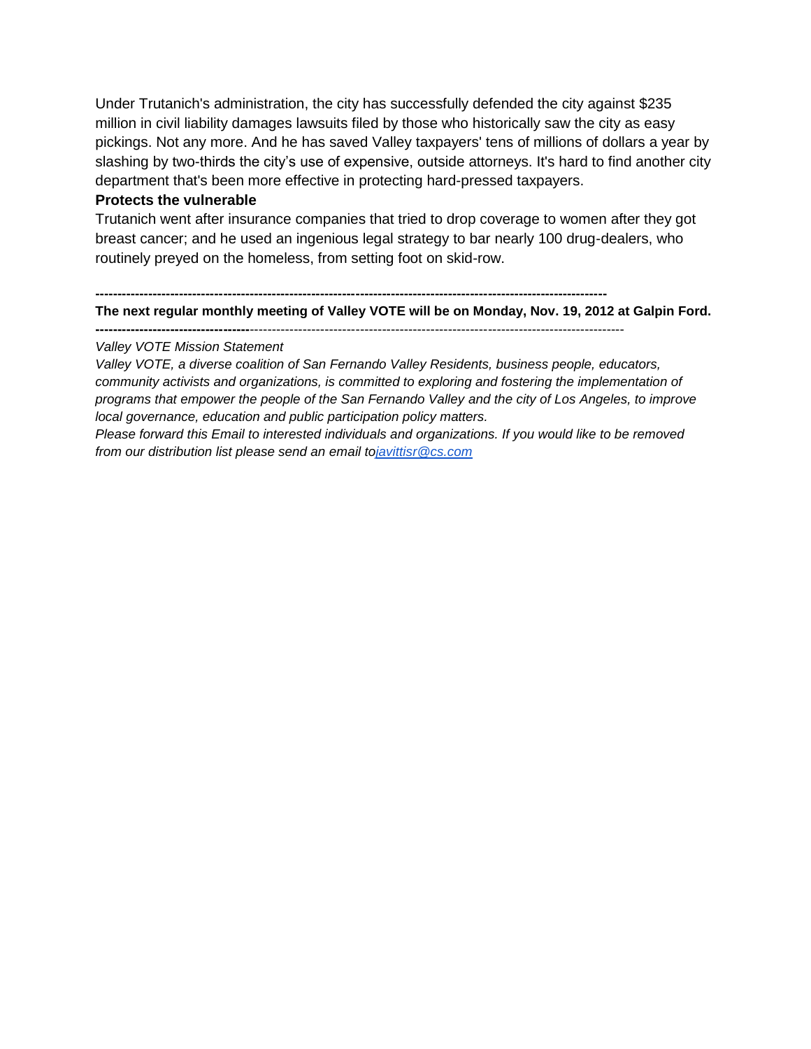Under Trutanich's administration, the city has successfully defended the city against $235 million in civil liability damages lawsuits filed by those who historically saw the city as easy pickings. Not any more. And he has saved Valley taxpayers' tens of millions of dollars a year by slashing by two-thirds the city's use of expensive, outside attorneys. It's hard to find another city department that's been more effective in protecting hard-pressed taxpayers.

**Protects the vulnerable**

Trutanich went after insurance companies that tried to drop coverage to women after they got breast cancer; and he used an ingenious legal strategy to bar nearly 100 drug-dealers, who routinely preyed on the homeless, from setting foot on skid-row.

---

**The next regular monthly meeting of Valley VOTE will be on Monday, Nov. 19, 2012 at Galpin Ford.**

---

*Valley VOTE Mission Statement*

*Valley VOTE, a diverse coalition of San Fernando Valley Residents, business people, educators, community activists and organizations, is committed to exploring and fostering the implementation of programs that empower the people of the San Fernando Valley and the city of Los Angeles, to improve local governance, education and public participation policy matters.*

*Please forward this Email to interested individuals and organizations. If you would like to be removed from our distribution list please send an email tojavittisr@cs.com*